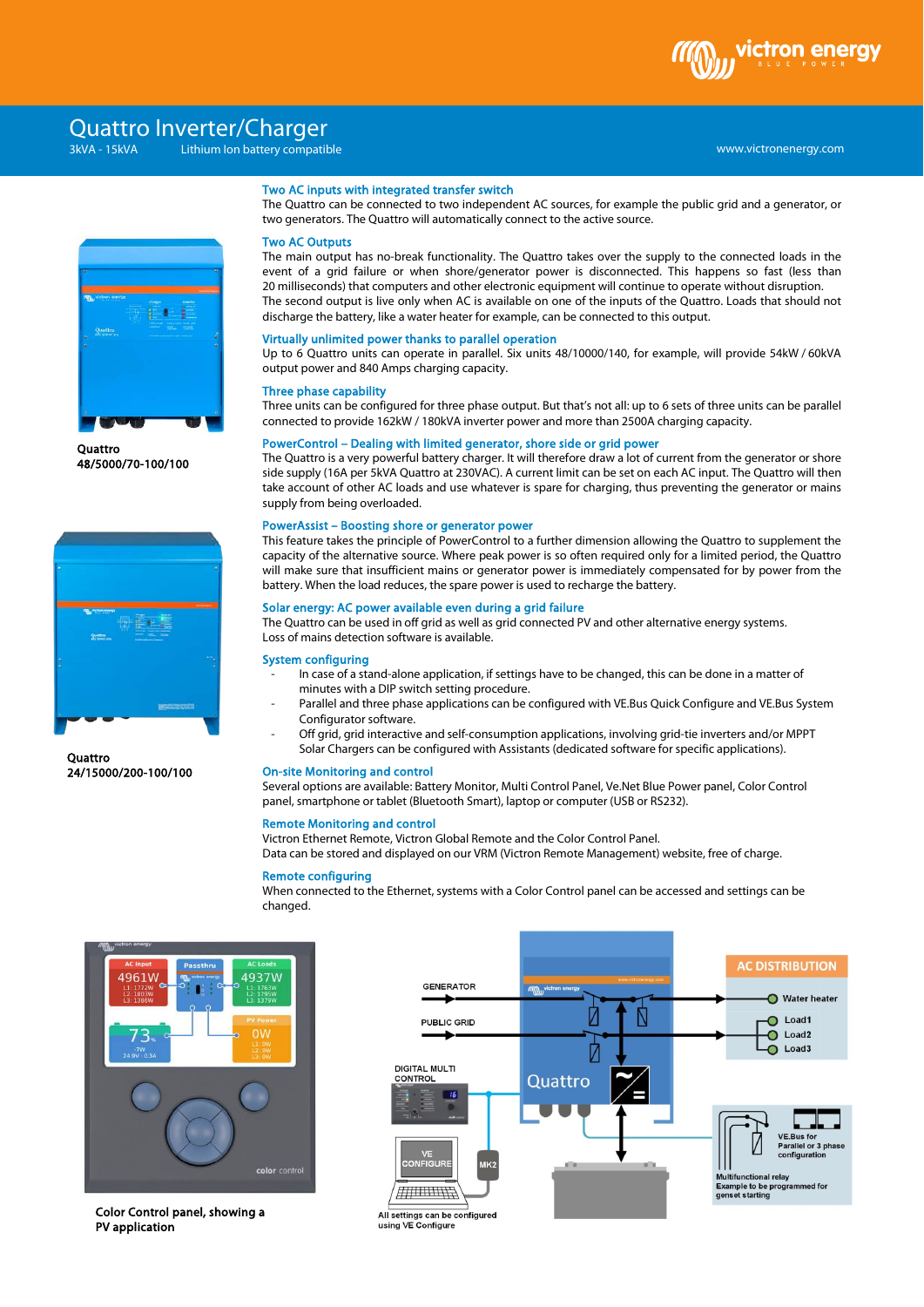# Quattro Inverter/Charger

3kVA - 15kVA Lithium Ion battery compatible

www.victronenergy.com

Quattro
48/5000/70-100/100

Quattro
24/15000/200-100/100

### Two AC inputs with integrated transfer switch

The Quattro can be connected to two independent AC sources, for example the public grid and a generator, or two generators. The Quattro will automatically connect to the active source.

### Two AC Outputs

The main output has no-break functionality. The Quattro takes over the supply to the connected loads in the event of a grid failure or when shore/generator power is disconnected. This happens so fast (less than 20 milliseconds) that computers and other electronic equipment will continue to operate without disruption.
The second output is live only when AC is available on one of the inputs of the Quattro. Loads that should not discharge the battery, like a water heater for example, can be connected to this output.

### Virtually unlimited power thanks to parallel operation

Up to 6 Quattro units can operate in parallel. Six units 48/10000/140, for example, will provide 54kW / 60kVA output power and 840 Amps charging capacity.

### Three phase capability

Three units can be configured for three phase output. But that's not all: up to 6 sets of three units can be parallel connected to provide 162kW / 180kVA inverter power and more than 2500A charging capacity.

### PowerControl – Dealing with limited generator, shore side or grid power

The Quattro is a very powerful battery charger. It will therefore draw a lot of current from the generator or shore side supply (16A per 5kVA Quattro at 230VAC). A current limit can be set on each AC input. The Quattro will then take account of other AC loads and use whatever is spare for charging, thus preventing the generator or mains supply from being overloaded.

### PowerAssist – Boosting shore or generator power

This feature takes the principle of PowerControl to a further dimension allowing the Quattro to supplement the capacity of the alternative source. Where peak power is so often required only for a limited period, the Quattro will make sure that insufficient mains or generator power is immediately compensated for by power from the battery. When the load reduces, the spare power is used to recharge the battery.

### Solar energy: AC power available even during a grid failure

The Quattro can be used in off grid as well as grid connected PV and other alternative energy systems.
Loss of mains detection software is available.

### System configuring

- In case of a stand-alone application, if settings have to be changed, this can be done in a matter of minutes with a DIP switch setting procedure.
- Parallel and three phase applications can be configured with VE.Bus Quick Configure and VE.Bus System Configurator software.
- Off grid, grid interactive and self-consumption applications, involving grid-tie inverters and/or MPPT Solar Chargers can be configured with Assistants (dedicated software for specific applications).

### On-site Monitoring and control

Several options are available: Battery Monitor, Multi Control Panel, Ve.Net Blue Power panel, Color Control panel, smartphone or tablet (Bluetooth Smart), laptop or computer (USB or RS232).

### Remote Monitoring and control

Victron Ethernet Remote, Victron Global Remote and the Color Control Panel.
Data can be stored and displayed on our VRM (Victron Remote Management) website, free of charge.

### Remote configuring

When connected to the Ethernet, systems with a Color Control panel can be accessed and settings can be changed.

Color Control panel, showing a PV application

GENERATOR
PUBLIC GRID
DIGITAL MULTI CONTROL
VE CONFIGURE
MK2
Quattro
AC DISTRIBUTION
Water heater
Load1
Load2
Load3
VE.Bus for Parallel or 3 phase configuration
Multifunctional relay
Example to be programmed for genset starting

All settings can be configured using VE Configure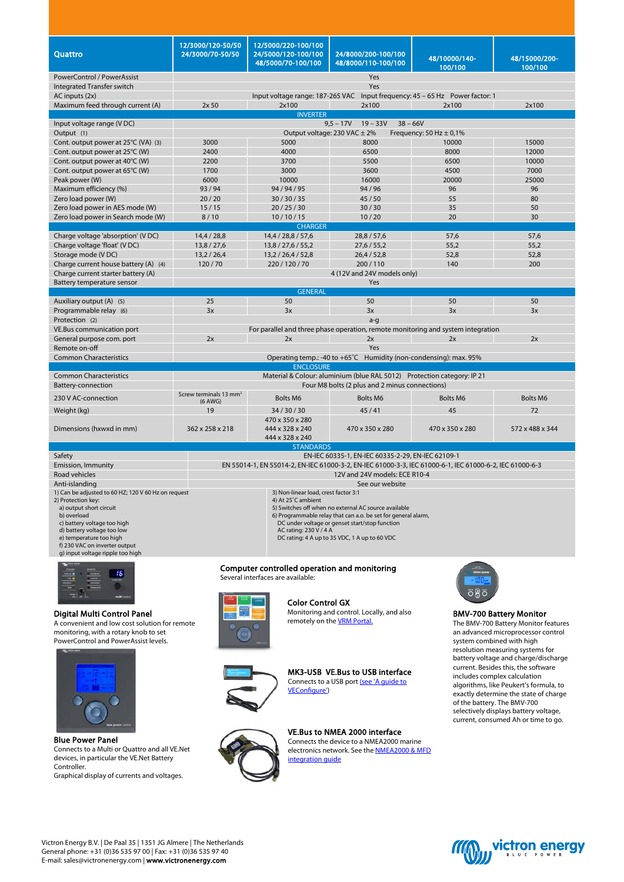| Quattro | 12/3000/120-50/50 24/3000/70-50/50 | 12/5000/220-100/100 24/5000/120-100/100 48/5000/70-100/100 | 24/8000/200-100/100 48/8000/110-100/100 | 48/10000/140-100/100 | 48/15000/200-100/100 |
|---|---|---|---|---|---|
| PowerControl / PowerAssist | Yes | | | | |
| Integrated Transfer switch | Yes | | | | |
| AC inputs (2x) | Input voltage range: 187-265 VAC Input frequency: 45 – 65 Hz Power factor: 1 | | | | |
| Maximum feed through current (A) | 2x 50 | 2x100 | 2x100 | 2x100 | 2x100 |
| **INVERTER** | | | | | |
| Input voltage range (V DC) | 9,5 – 17V 19 – 33V 38 – 66V | | | | |
| Output (1) | Output voltage: 230 VAC ± 2% Frequency: 50 Hz ± 0,1% | | | | |
| Cont. output power at 25°C (VA) (3) | 3000 | 5000 | 8000 | 10000 | 15000 |
| Cont. output power at 25°C (W) | 2400 | 4000 | 6500 | 8000 | 12000 |
| Cont. output power at 40°C (W) | 2200 | 3700 | 5500 | 6500 | 10000 |
| Cont. output power at 65°C (W) | 1700 | 3000 | 3600 | 4500 | 7000 |
| Peak power (W) | 6000 | 10000 | 16000 | 20000 | 25000 |
| Maximum efficiency (%) | 93 / 94 | 94 / 94 / 95 | 94 / 96 | 96 | 96 |
| Zero load power (W) | 20 / 20 | 30 / 30 / 35 | 45 / 50 | 55 | 80 |
| Zero load power in AES mode (W) | 15 / 15 | 20 / 25 / 30 | 30 / 30 | 35 | 50 |
| Zero load power in Search mode (W) | 8 / 10 | 10 / 10 / 15 | 10 / 20 | 20 | 30 |
| **CHARGER** | | | | | |
| Charge voltage 'absorption' (V DC) | 14,4 / 28,8 | 14,4 / 28,8 / 57,6 | 28,8 / 57,6 | 57,6 | 57,6 |
| Charge voltage 'float' (V DC) | 13,8 / 27,6 | 13,8 / 27,6 / 55,2 | 27,6 / 55,2 | 55,2 | 55,2 |
| Storage mode (V DC) | 13,2 / 26,4 | 13,2 / 26,4 / 52,8 | 26,4 / 52,8 | 52,8 | 52,8 |
| Charge current house battery (A) (4) | 120 / 70 | 220 / 120 / 70 | 200 / 110 | 140 | 200 |
| Charge current starter battery (A) | 4 (12V and 24V models only) | | | | |
| Battery temperature sensor | Yes | | | | |
| **GENERAL** | | | | | |
| Auxiliary output (A) (5) | 25 | 50 | 50 | 50 | 50 |
| Programmable relay (6) | 3x | 3x | 3x | 3x | 3x |
| Protection (2) | a-g | | | | |
| VE.Bus communication port | For parallel and three phase operation, remote monitoring and system integration | | | | |
| General purpose com. port | 2x | 2x | 2x | 2x | 2x |
| Remote on-off | Yes | | | | |
| Common Characteristics | Operating temp.: -40 to +65˚C Humidity (non-condensing): max. 95% | | | | |
| **ENCLOSURE** | | | | | |
| Common Characteristics | Material & Colour: aluminium (blue RAL 5012) Protection category: IP 21 | | | | |
| Battery-connection | Four M8 bolts (2 plus and 2 minus connections) | | | | |
| 230 V AC-connection | Screw terminals 13 mm² (6 AWG) | Bolts M6 | Bolts M6 | Bolts M6 | Bolts M6 |
| Weight (kg) | 19 | 34 / 30 / 30 | 45 / 41 | 45 | 72 |
| Dimensions (hxwxd in mm) | 362 x 258 x 218 | 470 x 350 x 280 444 x 328 x 240 444 x 328 x 240 | 470 x 350 x 280 | 470 x 350 x 280 | 572 x 488 x 344 |
| **STANDARDS** | | | | | |
| Safety | EN-IEC 60335-1, EN-IEC 60335-2-29, EN-IEC 62109-1 | | | | |
| Emission, Immunity | EN 55014-1, EN 55014-2, EN-IEC 61000-3-2, EN-IEC 61000-3-3, IEC 61000-6-1, IEC 61000-6-2, IEC 61000-6-3 | | | | |
| Road vehicles | 12V and 24V models: ECE R10-4 | | | | |
| Anti-islanding | See our website | | | | |

1) Can be adjusted to 60 HZ; 120 V 60 Hz on request
2) Protection key:
 a) output short circuit
 b) overload
 c) battery voltage too high
 d) battery voltage too low
 e) temperature too high
 f) 230 VAC on inverter output
 g) input voltage ripple too high
3) Non-linear load, crest factor 3:1
4) At 25˚C ambient
5) Switches off when no external AC source available
6) Programmable relay that can a.o. be set for general alarm, DC under voltage or genset start/stop function
 AC rating: 230 V / 4 A
 DC rating: 4 A up to 35 VDC, 1 A up to 60 VDC

### Digital Multi Control Panel
A convenient and low cost solution for remote monitoring, with a rotary knob to set PowerControl and PowerAssist levels.

### Blue Power Panel
Connects to a Multi or Quattro and all VE.Net devices, in particular the VE.Net Battery Controller.
Graphical display of currents and voltages.

### Computer controlled operation and monitoring
Several interfaces are available:

### Color Control GX
Monitoring and control. Locally, and also remotely on the VRM Portal.

### MK3-USB VE.Bus to USB interface
Connects to a USB port (see 'A guide to VEConfigure')

### VE.Bus to NMEA 2000 interface
Connects the device to a NMEA2000 marine electronics network. See the NMEA2000 & MFD integration guide

### BMV-700 Battery Monitor
The BMV-700 Battery Monitor features an advanced microprocessor control system combined with high resolution measuring systems for battery voltage and charge/discharge current. Besides this, the software includes complex calculation algorithms, like Peukert's formula, to exactly determine the state of charge of the battery. The BMV-700 selectively displays battery voltage, current, consumed Ah or time to go.

Victron Energy B.V. | De Paal 35 | 1351 JG Almere | The Netherlands
General phone: +31 (0)36 535 97 00 | Fax: +31 (0)36 535 97 40
E-mail: sales@victronenergy.com | **www.victronenergy.com**